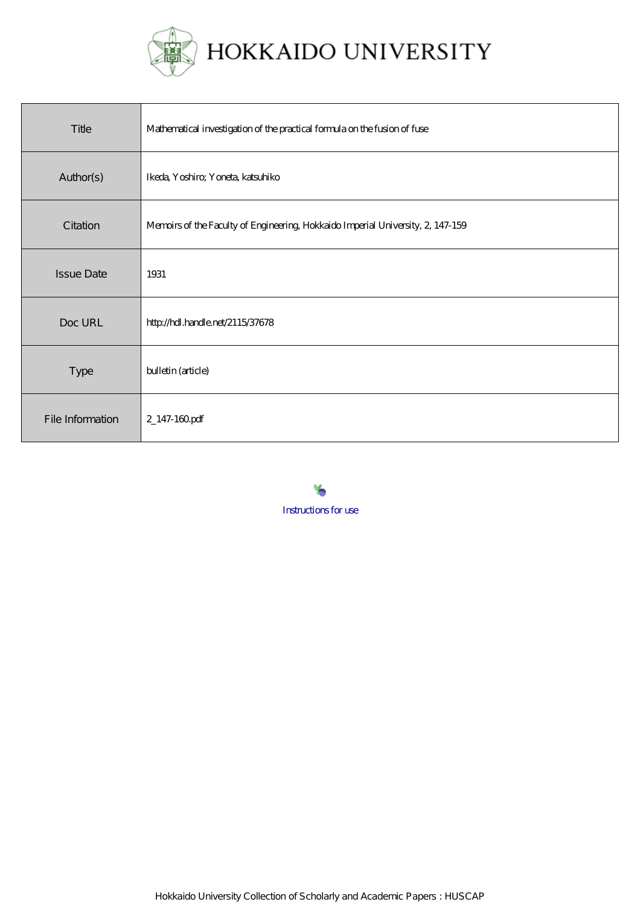# HOKKAIDO UNIVERSITY

| Title | Mathematical investigation of the practical formula on the fusion of fuse |
| --- | --- |
| Author(s) | Ikeda, Yoshiro; Yoneta, katsuhiko |
| Citation | Memoirs of the Faculty of Engineering, Hokkaido Imperial University, 2, 147-159 |
| Issue Date | 1931 |
| Doc URL | http://hdl.handle.net/2115/37678 |
| Type | bulletin (article) |
| File Information | 2_147-160.pdf |

Instructions for use

Hokkaido University Collection of Scholarly and Academic Papers : HUSCAP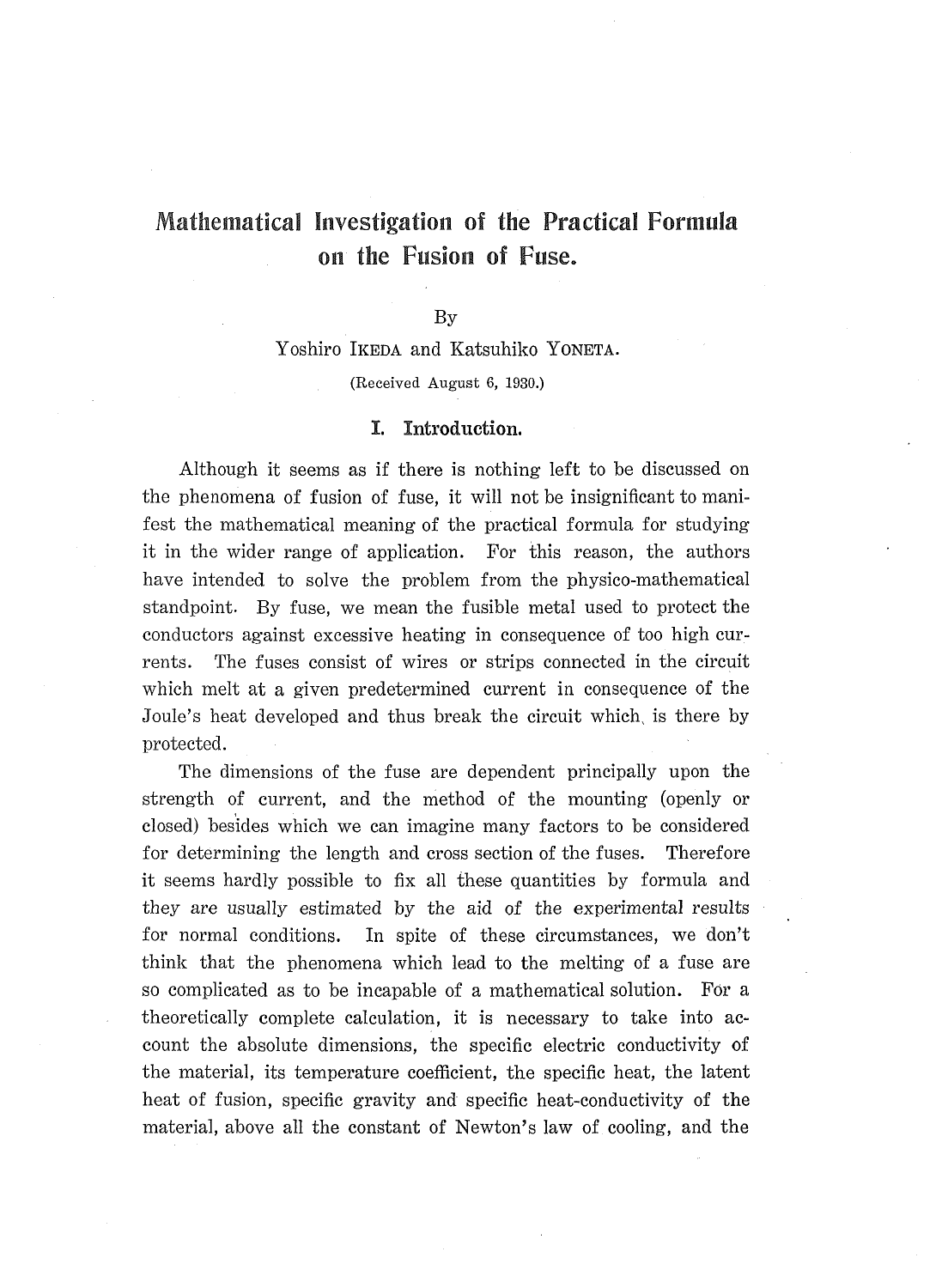# Mathematical Investigation of the Practical Formula on the Fusion of Fuse.

By

Yoshiro IKEDA and Katsuhiko YONETA.

(Received August 6, 1930.)

## I. Introduction.

Although it seems as if there is nothing left to be discussed on the phenomena of fusion of fuse, it will not be insignificant to manifest the mathematical meaning of the practical formula for studying it in the wider range of application. For this reason, the authors have intended to solve the problem from the physico-mathematical standpoint. By fuse, we mean the fusible metal used to protect the conductors against excessive heating in consequence of too high currents. The fuses consist of wires or strips connected in the circuit which melt at a given predetermined current in consequence of the Joule's heat developed and thus break the circuit which, is there by protected.

The dimensions of the fuse are dependent principally upon the strength of current, and the method of the mounting (openly or closed) besides which we can imagine many factors to be considered for determining the length and cross section of the fuses. Therefore it seems hardly possible to fix all these quantities by formula and they are usually estimated by the aid of the experimental results for normal conditions. In spite of these circumstances, we don't think that the phenomena which lead to the melting of a fuse are so complicated as to be incapable of a mathematical solution. For a theoretically complete calculation, it is necessary to take into account the absolute dimensions, the specific electric conductivity of the material, its temperature coefficient, the specific heat, the latent heat of fusion, specific gravity and specific heat-conductivity of the material, above all the constant of Newton's law of cooling, and the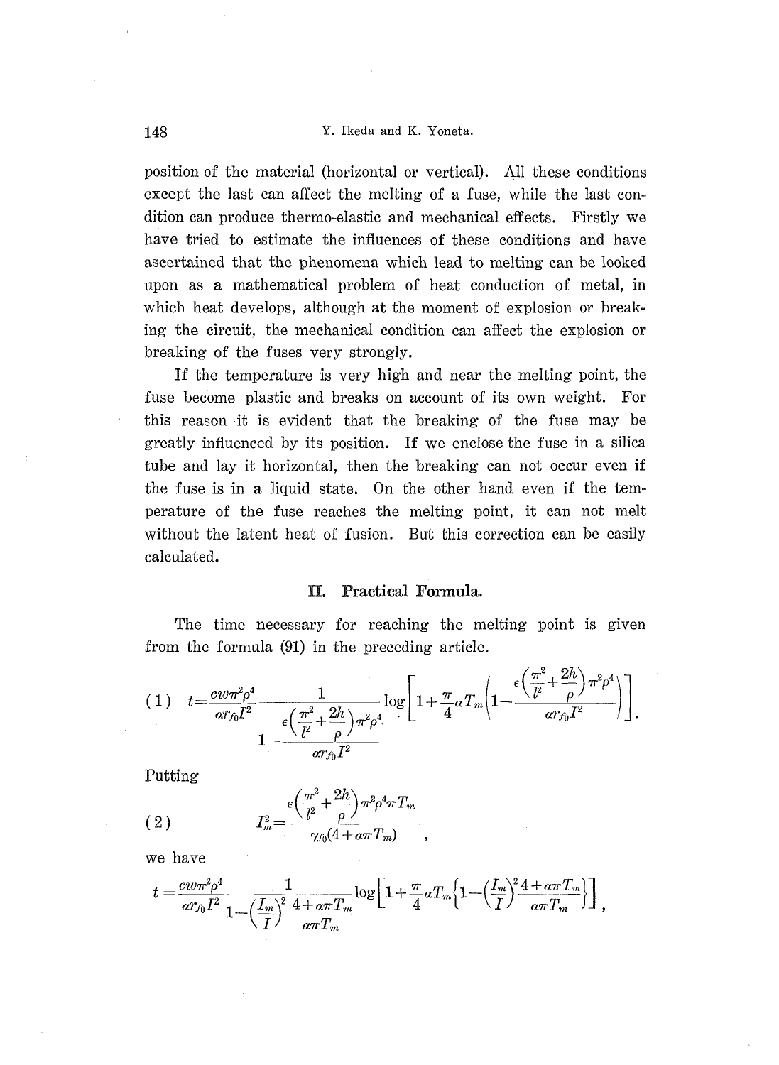position of the material (horizontal or vertical). All these conditions except the last can affect the melting of a fuse, while the last condition can produce thermo-elastic and mechanical effects. Firstly we have tried to estimate the influences of these conditions and have ascertained that the phenomena which lead to melting can be looked upon as a mathematical problem of heat conduction of metal, in which heat develops, although at the moment of explosion or breaking the circuit, the mechanical condition can affect the explosion or breaking of the fuses very strongly.

If the temperature is very high and near the melting point, the fuse become plastic and breaks on account of its own weight. For this reason it is evident that the breaking of the fuse may be greatly influenced by its position. If we enclose the fuse in a silica tube and lay it horizontal, then the breaking can not occur even if the fuse is in a liquid state. On the other hand even if the temperature of the fuse reaches the melting point, it can not melt without the latent heat of fusion. But this correction can be easily calculated.

## II. Practical Formula.

The time necessary for reaching the melting point is given from the formula (91) in the preceding article.

$$(1)\qquad t=\frac{cw\pi^2\rho^4}{\alpha r_{f0}I^2}\,\frac{1}{1-\dfrac{\epsilon\left(\dfrac{\pi^2}{l^2}+\dfrac{2h}{\rho}\right)\pi^2\rho^4}{\alpha r_{f0}I^2}}\log\left[1+\frac{\pi}{4}\alpha T_m\left(1-\frac{\epsilon\left(\dfrac{\pi^2}{l^2}+\dfrac{2h}{\rho}\right)\pi^2\rho^4}{\alpha r_{f0}I^2}\right)\right].$$

Putting

$$(2)\qquad I_m^2=\frac{\epsilon\left(\dfrac{\pi^2}{l^2}+\dfrac{2h}{\rho}\right)\pi^2\rho^4\pi T_m}{\gamma_{f0}(4+\alpha\pi T_m)}\,,$$

we have

$$t=\frac{cw\pi^2\rho^4}{\alpha r_{f0}I^2}\,\frac{1}{1-\left(\dfrac{I_m}{I}\right)^2\dfrac{4+\alpha\pi T_m}{\alpha\pi T_m}}\log\left[1+\frac{\pi}{4}\alpha T_m\left\{1-\left(\frac{I_m}{I}\right)^2\frac{4+\alpha\pi T_m}{\alpha\pi T_m}\right\}\right],$$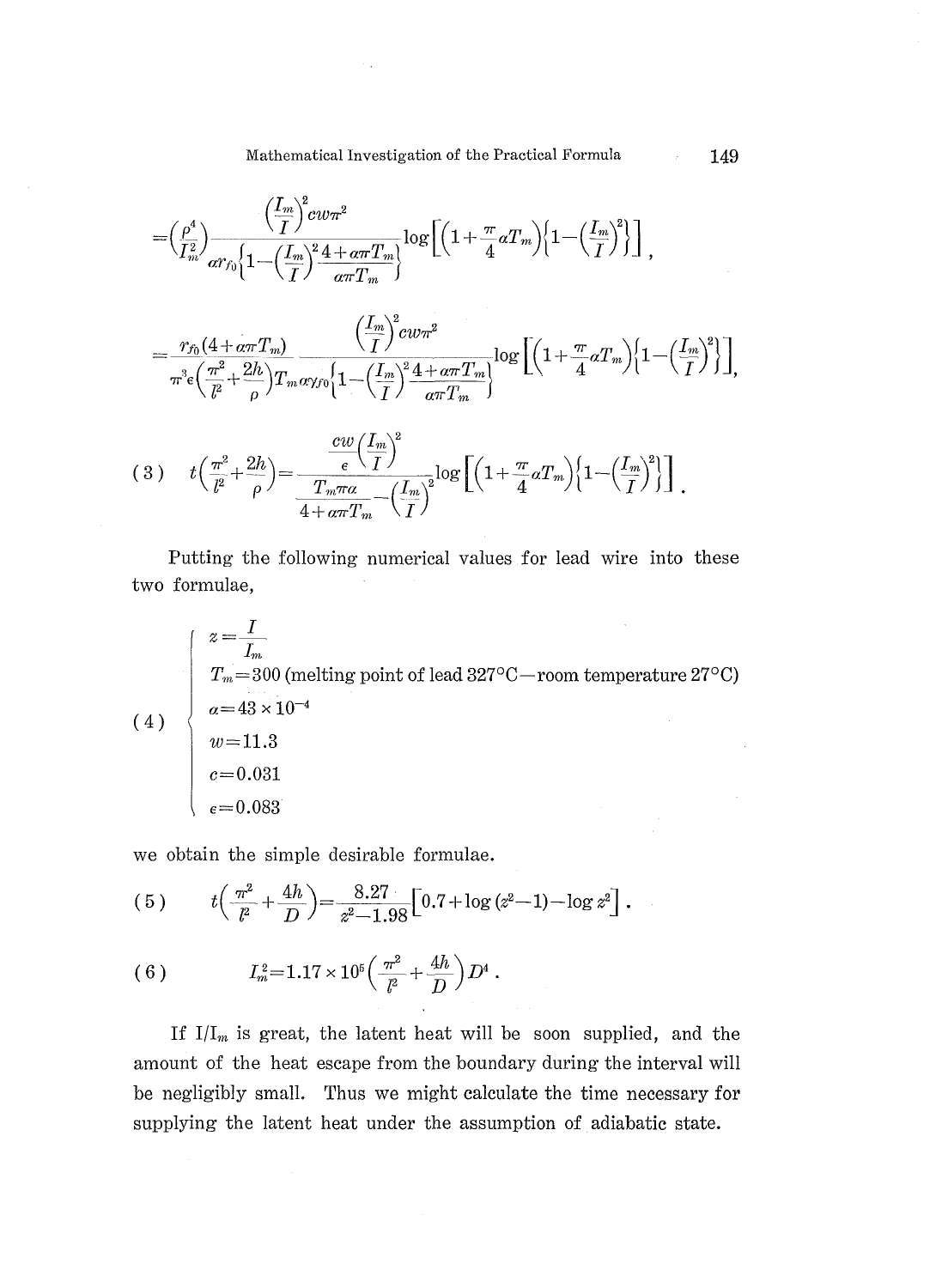$$=\left(\frac{\rho^4}{I_m^2}\right)\frac{\left(\frac{I_m}{I}\right)^2 cw\pi^2}{\alpha r_{f0}\left\{1-\left(\frac{I_m}{I}\right)^2\frac{4+\alpha\pi T_m}{\alpha\pi T_m}\right\}}\log\left[\left(1+\frac{\pi}{4}\alpha T_m\right)\left\{1-\left(\frac{I_m}{I}\right)^2\right\}\right],$$

$$=\frac{r_{f0}(4+\alpha\pi T_m)}{\pi^3\epsilon\left(\frac{\pi^2}{l^2}+\frac{2h}{\rho}\right)T_m\alpha\gamma_{f0}}\frac{\left(\frac{I_m}{I}\right)^2 cw\pi^2}{\left\{1-\left(\frac{I_m}{I}\right)^2\frac{4+\alpha\pi T_m}{\alpha\pi T_m}\right\}}\log\left[\left(1+\frac{\pi}{4}\alpha T_m\right)\left\{1-\left(\frac{I_m}{I}\right)^2\right\}\right],$$

$$(3)\qquad t\left(\frac{\pi^2}{l^2}+\frac{2h}{\rho}\right)=\frac{\frac{cw}{\epsilon}\left(\frac{I_m}{I}\right)^2}{\frac{T_m\pi\alpha}{4+\alpha\pi T_m}-\left(\frac{I_m}{I}\right)^2}\log\left[\left(1+\frac{\pi}{4}\alpha T_m\right)\left\{1-\left(\frac{I_m}{I}\right)^2\right\}\right].$$

Putting the following numerical values for lead wire into these two formulae,

$$(4)\qquad \begin{cases} z=\dfrac{I}{I_m} \\ T_m=300 \text{ (melting point of lead } 327°\text{C}-\text{room temperature } 27°\text{C)} \\ \alpha=43\times10^{-4} \\ w=11.3 \\ c=0.031 \\ \epsilon=0.083 \end{cases}$$

we obtain the simple desirable formulae.

$$(5)\qquad t\left(\frac{\pi^2}{l^2}+\frac{4h}{D}\right)=\frac{8.27}{z^2-1.98}\left[0.7+\log(z^2-1)-\log z^2\right].$$

$$(6)\qquad I_m^2=1.17\times10^5\left(\frac{\pi^2}{l^2}+\frac{4h}{D}\right)D^4.$$

If $I/I_m$ is great, the latent heat will be soon supplied, and the amount of the heat escape from the boundary during the interval will be negligibly small. Thus we might calculate the time necessary for supplying the latent heat under the assumption of adiabatic state.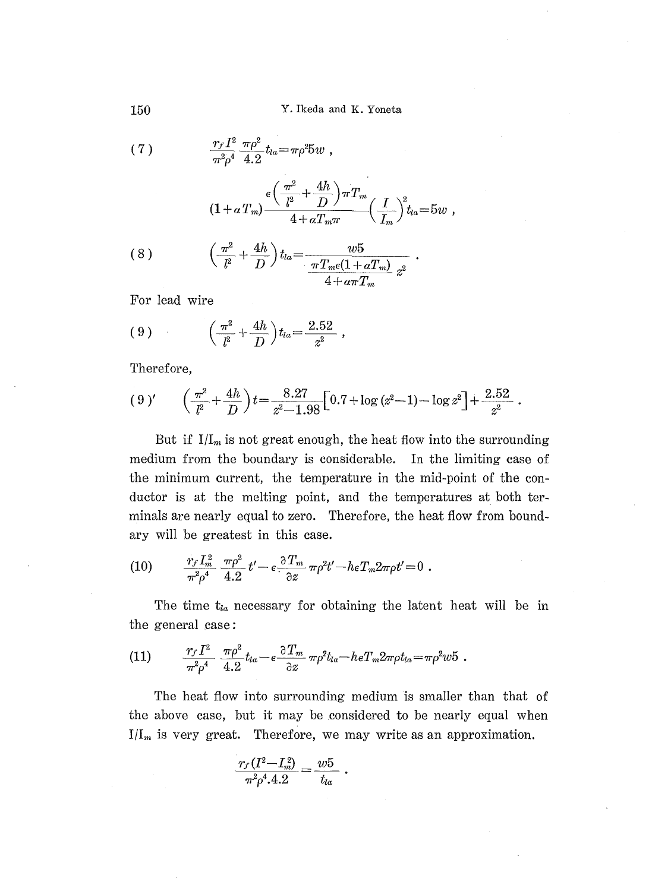$$(7) \qquad \frac{r_f I^2}{\pi^2 \rho^4} \frac{\pi \rho^2}{4.2} t_{la} = \pi \rho^2 5w ,$$

$$(1+\alpha T_m) \frac{\epsilon\left(\frac{\pi^2}{l^2}+\frac{4h}{D}\right)\pi T_m}{4+\alpha T_m \pi} \left(\frac{I}{I_m}\right)^2 t_{la} = 5w ,$$

$$(8) \qquad \left(\frac{\pi^2}{l^2}+\frac{4h}{D}\right) t_{la} = \frac{w5}{\frac{\pi T_m \epsilon (1+\alpha T_m)}{4+\alpha \pi T_m} z^2} .$$

For lead wire

$$(9) \qquad \left(\frac{\pi^2}{l^2}+\frac{4h}{D}\right) t_{la} = \frac{2.52}{z^2} ,$$

Therefore,

$$(9)' \qquad \left(\frac{\pi^2}{l^2}+\frac{4h}{D}\right) t = \frac{8.27}{z^2-1.98}\left[0.7+\log(z^2-1)-\log z^2\right]+\frac{2.52}{z^2} .$$

But if $I/I_m$ is not great enough, the heat flow into the surrounding medium from the boundary is considerable. In the limiting case of the minimum current, the temperature in the mid-point of the conductor is at the melting point, and the temperatures at both terminals are nearly equal to zero. Therefore, the heat flow from boundary will be greatest in this case.

$$(10) \qquad \frac{r_f I_m^2}{\pi^2 \rho^4} \frac{\pi \rho^2}{4.2} t' - \epsilon \frac{\partial T_m}{\partial z} \pi \rho^2 t' - h \epsilon T_m 2\pi \rho t' = 0 .$$

The time $t_{la}$ necessary for obtaining the latent heat will be in the general case:

$$(11) \qquad \frac{r_f I^2}{\pi^2 \rho^4} \frac{\pi \rho^2}{4.2} t_{la} - \epsilon \frac{\partial T_m}{\partial z} \pi \rho^2 t_{la} - h \epsilon T_m 2\pi \rho t_{la} = \pi \rho^2 w5 .$$

The heat flow into surrounding medium is smaller than that of the above case, but it may be considered to be nearly equal when $I/I_m$ is very great. Therefore, we may write as an approximation.

$$\frac{r_f (I^2 - I_m^2)}{\pi^2 \rho^4 . 4.2} = \frac{w5}{t_{la}} .$$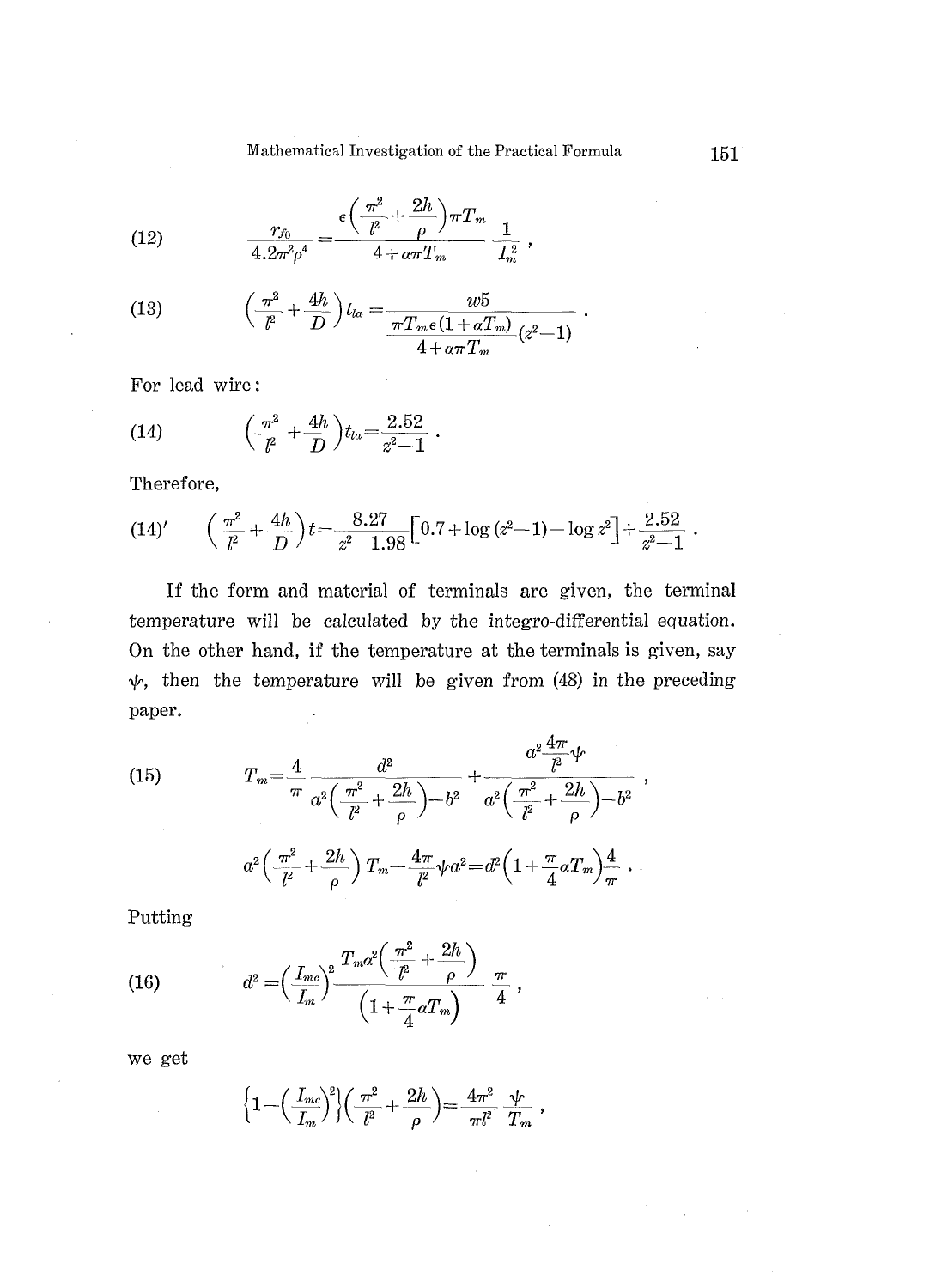$$\text{(12)} \qquad \frac{r_{f0}}{4.2\pi^2\rho^4} = \frac{\epsilon\left(\frac{\pi^2}{l^2}+\frac{2h}{\rho}\right)\pi T_m}{4+\alpha\pi T_m}\frac{1}{I_m^2},$$

$$\text{(13)} \qquad \left(\frac{\pi^2}{l^2}+\frac{4h}{D}\right)t_{la} = \frac{w5}{\frac{\pi T_m\epsilon(1+\alpha T_m)}{4+\alpha\pi T_m}(z^2-1)}.$$

For lead wire:

$$\text{(14)} \qquad \left(\frac{\pi^2}{l^2}+\frac{4h}{D}\right)t_{la} = \frac{2.52}{z^2-1}.$$

Therefore,

$$\text{(14)}' \qquad \left(\frac{\pi^2}{l^2}+\frac{4h}{D}\right)t = \frac{8.27}{z^2-1.98}\left[0.7+\log(z^2-1)-\log z^2\right]+\frac{2.52}{z^2-1}.$$

If the form and material of terminals are given, the terminal temperature will be calculated by the integro-differential equation. On the other hand, if the temperature at the terminals is given, say $\psi$, then the temperature will be given from (48) in the preceding paper.

$$\text{(15)} \qquad T_m = \frac{4}{\pi}\frac{d^2}{a^2\left(\frac{\pi^2}{l^2}+\frac{2h}{\rho}\right)-b^2} + \frac{a^2\frac{4\pi}{l^2}\psi}{a^2\left(\frac{\pi^2}{l^2}+\frac{2h}{\rho}\right)-b^2},$$

$$a^2\left(\frac{\pi^2}{l^2}+\frac{2h}{\rho}\right)T_m - \frac{4\pi}{l^2}\psi a^2 = d^2\left(1+\frac{\pi}{4}\alpha T_m\right)\frac{4}{\pi}.$$

Putting

$$\text{(16)} \qquad d^2 = \left(\frac{I_{mc}}{I_m}\right)^2\frac{T_m a^2\left(\frac{\pi^2}{l^2}+\frac{2h}{\rho}\right)}{\left(1+\frac{\pi}{4}\alpha T_m\right)}\frac{\pi}{4},$$

we get

$$\left\{1-\left(\frac{I_{mc}}{I_m}\right)^2\right\}\left(\frac{\pi^2}{l^2}+\frac{2h}{\rho}\right) = \frac{4\pi^2}{\pi l^2}\frac{\psi}{T_m},$$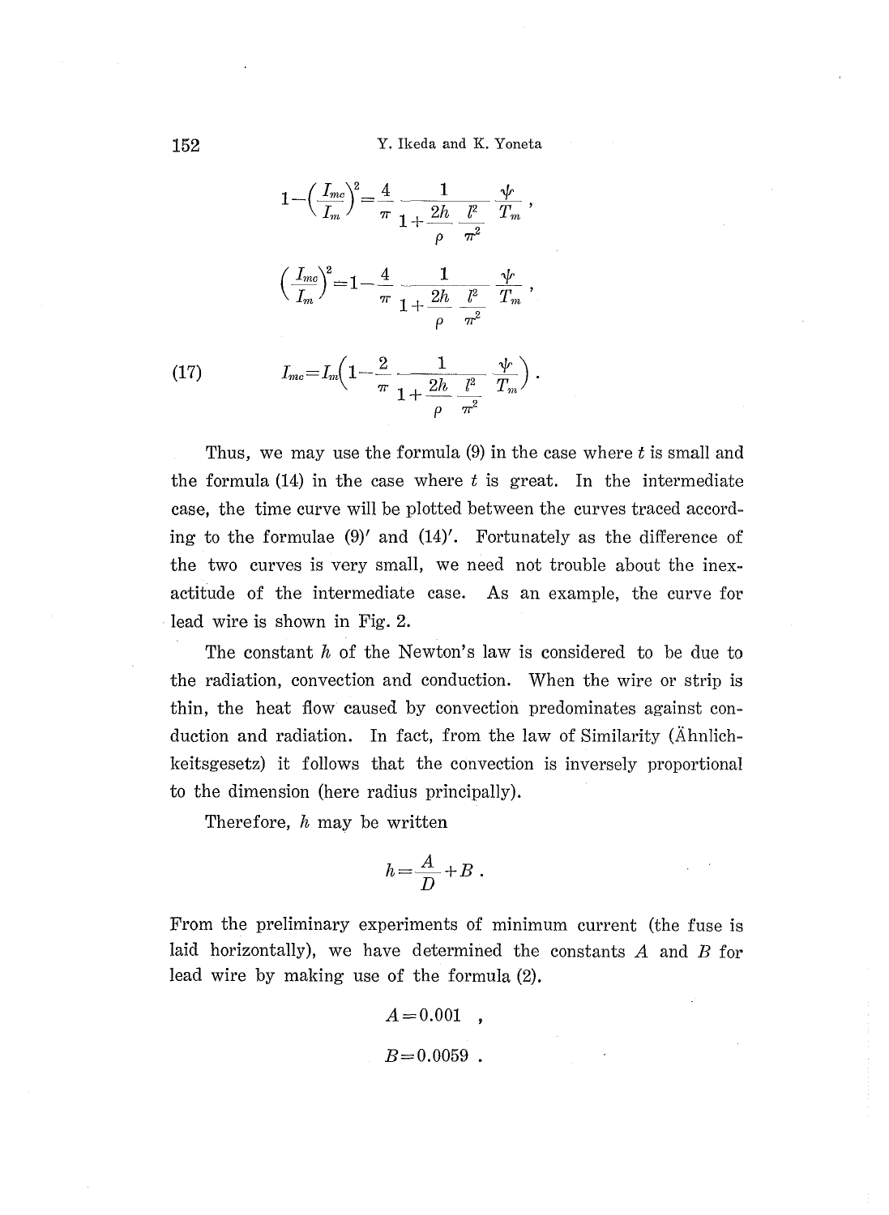$$1-\left(\frac{I_{mc}}{I_m}\right)^2=\frac{4}{\pi}\frac{1}{1+\dfrac{2h}{\rho}\dfrac{l^2}{\pi^2}}\frac{\psi}{T_m},$$

$$\left(\frac{I_{mc}}{I_m}\right)^2=1-\frac{4}{\pi}\frac{1}{1+\dfrac{2h}{\rho}\dfrac{l^2}{\pi^2}}\frac{\psi}{T_m},$$

$$I_{mc}=I_m\left(1-\frac{2}{\pi}\frac{1}{1+\dfrac{2h}{\rho}\dfrac{l^2}{\pi^2}}\frac{\psi}{T_m}\right). \tag{17}$$

Thus, we may use the formula (9) in the case where $t$ is small and the formula (14) in the case where $t$ is great. In the intermediate case, the time curve will be plotted between the curves traced according to the formulae (9)′ and (14)′. Fortunately as the difference of the two curves is very small, we need not trouble about the inexactitude of the intermediate case. As an example, the curve for lead wire is shown in Fig. 2.

The constant $h$ of the Newton's law is considered to be due to the radiation, convection and conduction. When the wire or strip is thin, the heat flow caused by convection predominates against conduction and radiation. In fact, from the law of Similarity (Ähnlichkeitsgesetz) it follows that the convection is inversely proportional to the dimension (here radius principally).

Therefore, $h$ may be written

$$h=\frac{A}{D}+B.$$

From the preliminary experiments of minimum current (the fuse is laid horizontally), we have determined the constants $A$ and $B$ for lead wire by making use of the formula (2).

$$A=0.001\ ,$$

$$B=0.0059\ .$$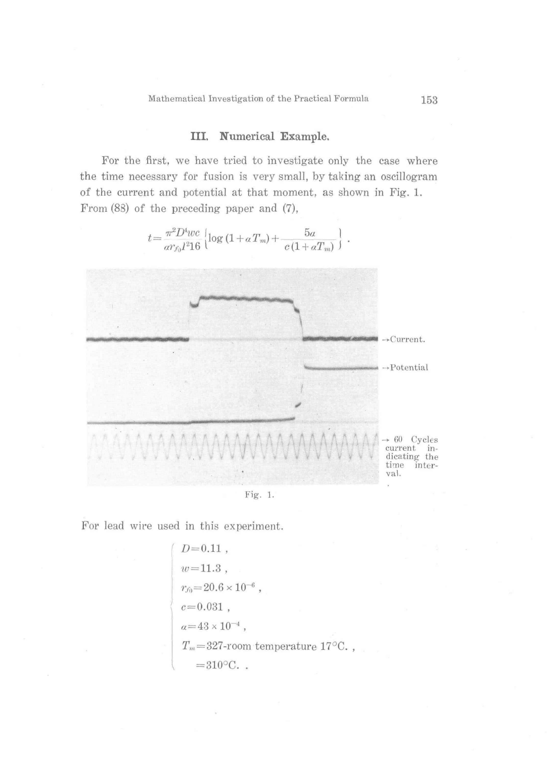## III. Numerical Example.

For the first, we have tried to investigate only the case where the time necessary for fusion is very small, by taking an oscillogram of the current and potential at that moment, as shown in Fig. 1. From (88) of the preceding paper and (7),

$$t=\frac{\pi^2 D^4 wc}{\alpha r_{f_0} I^2 16}\left\{\log\left(1+\alpha T_m\right)+\frac{5a}{c\left(1+\alpha T_m\right)}\right\}.$$

→Current.

→Potential

→ 60 Cycles current indicating the time interval.

Fig. 1.

For lead wire used in this experiment.

$$\left\{\begin{aligned}
&D=0.11\ ,\\
&w=11.3\ ,\\
&r_{f_0}=20.6\times 10^{-6}\ ,\\
&c=0.031\ ,\\
&\alpha=43\times 10^{-4}\ ,\\
&T_m=327\text{-room temperature } 17^\circ\text{C.}\ ,\\
&\quad=310^\circ\text{C.}\ .
\end{aligned}\right.$$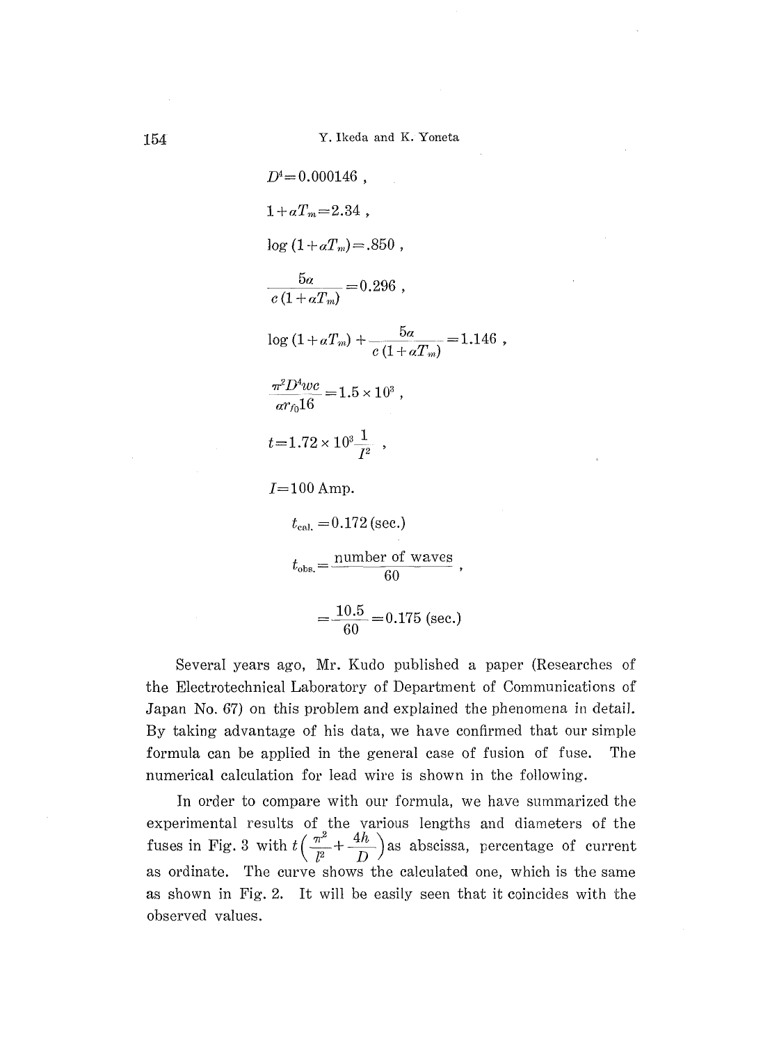$$D^4 = 0.000146 \ ,$$

$$1 + aT_m = 2.34 \ ,$$

$$\log(1 + aT_m) = .850 \ ,$$

$$\frac{5a}{c(1 + aT_m)} = 0.296 \ ,$$

$$\log(1 + aT_m) + \frac{5a}{c(1 + aT_m)} = 1.146 \ ,$$

$$\frac{\pi^2 D^4 wc}{a r_{f0} 16} = 1.5 \times 10^3 \ ,$$

$$t = 1.72 \times 10^3 \frac{1}{I^2} \ ,$$

$I = 100$ Amp.

$$t_{\text{cal.}} = 0.172 \text{ (sec.)}$$

$$t_{\text{obs.}} = \frac{\text{number of waves}}{60} \ ,$$

$$= \frac{10.5}{60} = 0.175 \text{ (sec.)}$$

Several years ago, Mr. Kudo published a paper (Researches of the Electrotechnical Laboratory of Department of Communications of Japan No. 67) on this problem and explained the phenomena in detail. By taking advantage of his data, we have confirmed that our simple formula can be applied in the general case of fusion of fuse. The numerical calculation for lead wire is shown in the following.

In order to compare with our formula, we have summarized the experimental results of the various lengths and diameters of the fuses in Fig. 3 with $t\left(\frac{\pi^2}{l^2} + \frac{4h}{D}\right)$ as abscissa, percentage of current as ordinate. The curve shows the calculated one, which is the same as shown in Fig. 2. It will be easily seen that it coincides with the observed values.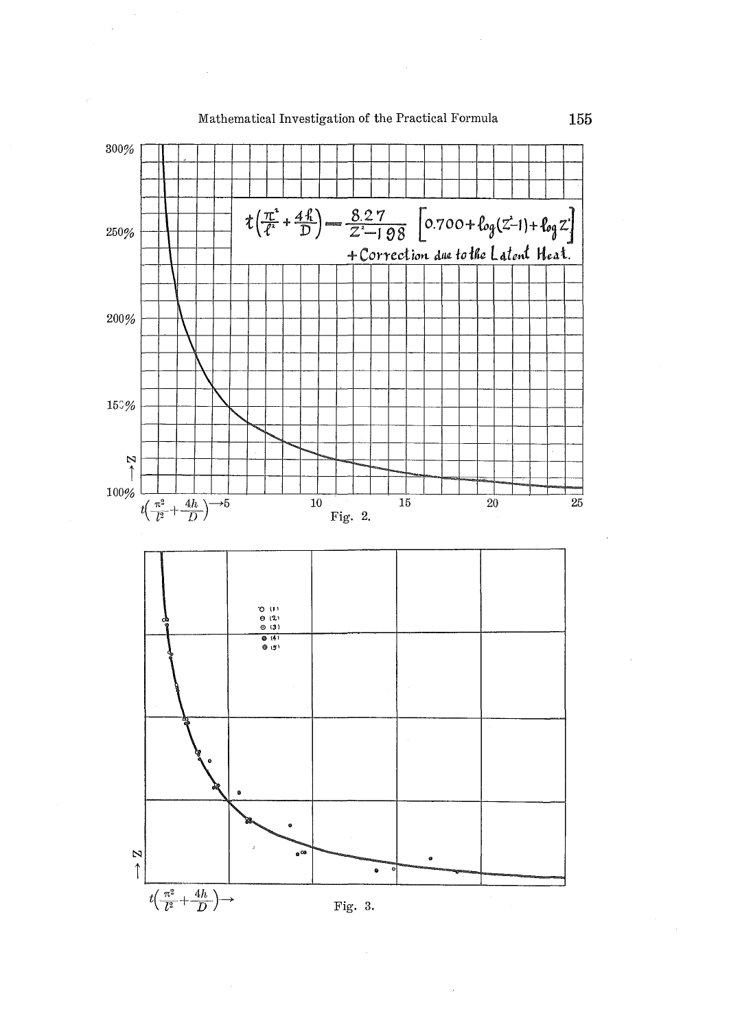300%

250%

$$t\left(\frac{\pi^2}{l^2}+\frac{4h}{D}\right)=\frac{8.27}{Z^2-198}\left[0.700+\log(Z^2-1)+\log Z^2\right]$$
+ Correction due to the Latent Heat.

200%

150%

100%

$Z \rightarrow$

$t\left(\frac{\pi^2}{l^2}+\frac{4h}{D}\right)\rightarrow$ 5 10 15 20 25

Fig. 2.

○ (1)
⊖ (2)
⊙ (3)
● (4)
⊕ (5)

$Z \rightarrow$

$t\left(\frac{\pi^2}{l^2}+\frac{4h}{D}\right)\rightarrow$

Fig. 3.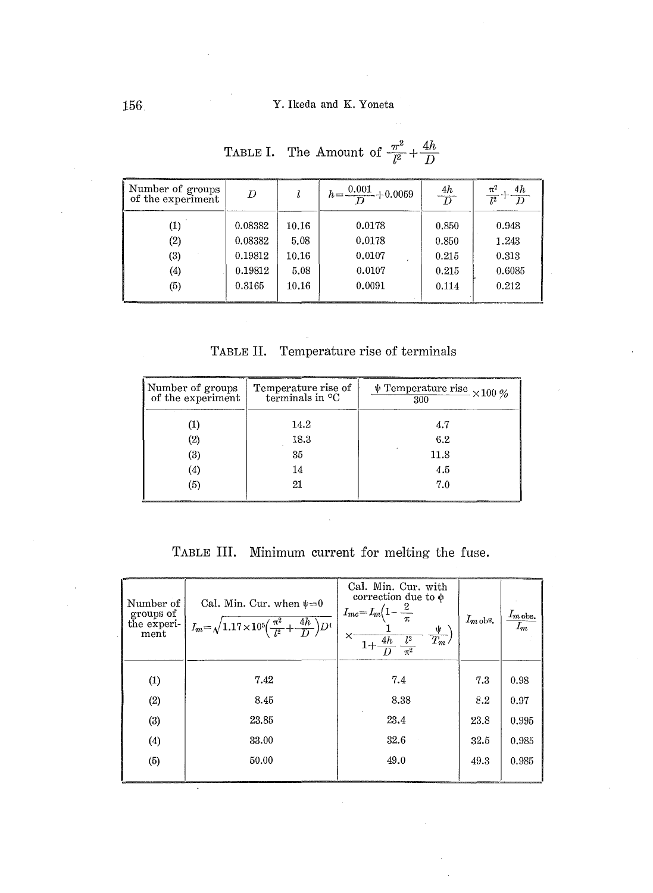TABLE I. The Amount of $\frac{\pi^2}{l^2}+\frac{4h}{D}$

| Number of groups of the experiment | $D$ | $l$ | $h=\frac{0.001}{D}+0.0059$ | $\frac{4h}{D}$ | $\frac{\pi^2}{l^2}+\frac{4h}{D}$ |
|---|---|---|---|---|---|
| (1) | 0.08382 | 10.16 | 0.0178 | 0.850 | 0.948 |
| (2) | 0.08382 | 5.08 | 0.0178 | 0.850 | 1.243 |
| (3) | 0.19812 | 10.16 | 0.0107 | 0.215 | 0.313 |
| (4) | 0.19812 | 5.08 | 0.0107 | 0.215 | 0.6085 |
| (5) | 0.3165 | 10.16 | 0.0091 | 0.114 | 0.212 |

TABLE II. Temperature rise of terminals

| Number of groups of the experiment | Temperature rise of terminals in °C | $\psi$ $\frac{\text{Temperature rise}}{300}\times 100\%$ |
|---|---|---|
| (1) | 14.2 | 4.7 |
| (2) | 18.3 | 6.2 |
| (3) | 35 | 11.8 |
| (4) | 14 | 4.5 |
| (5) | 21 | 7.0 |

TABLE III. Minimum current for melting the fuse.

| Number of groups of the experiment | Cal. Min. Cur. when $\psi=0$ $I_m=\sqrt{1.17\times 10^5\left(\frac{\pi^2}{l^2}+\frac{4h}{D}\right)D^4}$ | Cal. Min. Cur. with correction due to $\psi$ $I_{mc}=I_m\left(1-\frac{2}{\pi}\times\frac{1}{1+\frac{4h}{D}\frac{l^2}{\pi^2}}\frac{\psi}{T_m}\right)$ | $I_m$ obs. | $\frac{I_m\text{ obs.}}{I_m}$ |
|---|---|---|---|---|
| (1) | 7.42 | 7.4 | 7.3 | 0.98 |
| (2) | 8.45 | 8.38 | 8.2 | 0.97 |
| (3) | 23.85 | 23.4 | 23.8 | 0.995 |
| (4) | 33.00 | 32.6 | 32.5 | 0.985 |
| (5) | 50.00 | 49.0 | 49.3 | 0.985 |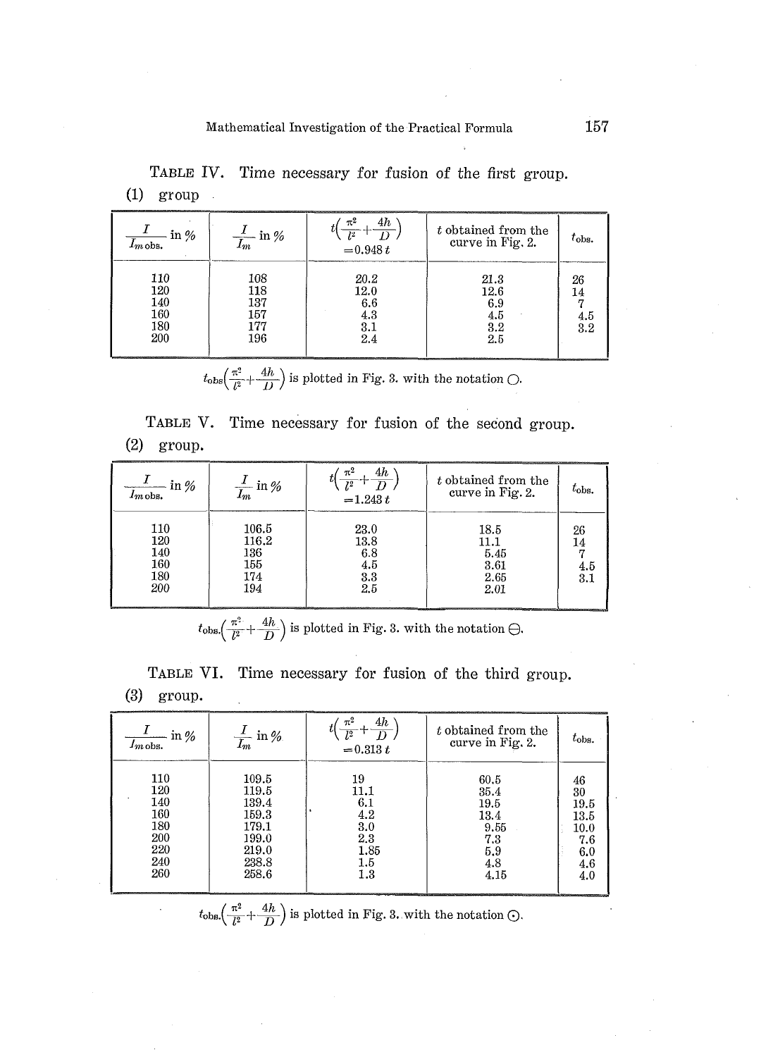TABLE IV. Time necessary for fusion of the first group.

(1) group

| $\frac{I}{I_{m\,\text{obs.}}}$ in % | $\frac{I}{I_m}$ in % | $t\left(\frac{\pi^2}{l^2}+\frac{4h}{D}\right)$ $=0.948\,t$ | $t$ obtained from the curve in Fig. 2. | $t_{\text{obs.}}$ |
|---|---|---|---|---|
| 110 | 108 | 20.2 | 21.3 | 26 |
| 120 | 118 | 12.0 | 12.6 | 14 |
| 140 | 137 | 6.6 | 6.9 | 7 |
| 160 | 157 | 4.3 | 4.5 | 4.5 |
| 180 | 177 | 3.1 | 3.2 | 3.2 |
| 200 | 196 | 2.4 | 2.5 | |

$t_{\text{obs}}\left(\frac{\pi^2}{l^2}+\frac{4h}{D}\right)$ is plotted in Fig. 3. with the notation ○.

TABLE V. Time necessary for fusion of the second group.

(2) group.

| $\frac{I}{I_{m\,\text{obs.}}}$ in % | $\frac{I}{I_m}$ in % | $t\left(\frac{\pi^2}{l^2}+\frac{4h}{D}\right)$ $=1.243\,t$ | $t$ obtained from the curve in Fig. 2. | $t_{\text{obs.}}$ |
|---|---|---|---|---|
| 110 | 106.5 | 23.0 | 18.5 | 26 |
| 120 | 116.2 | 13.8 | 11.1 | 14 |
| 140 | 136 | 6.8 | 5.45 | 7 |
| 160 | 155 | 4.5 | 3.61 | 4.5 |
| 180 | 174 | 3.3 | 2.65 | 3.1 |
| 200 | 194 | 2.5 | 2.01 | |

$t_{\text{obs.}}\left(\frac{\pi^2}{l^2}+\frac{4h}{D}\right)$ is plotted in Fig. 3. with the notation ⊖.

TABLE VI. Time necessary for fusion of the third group.

(3) group.

| $\frac{I}{I_{m\,\text{obs.}}}$ in % | $\frac{I}{I_m}$ in % | $t\left(\frac{\pi^2}{l^2}+\frac{4h}{D}\right)$ $=0.313\,t$ | $t$ obtained from the curve in Fig. 2. | $t_{\text{obs.}}$ |
|---|---|---|---|---|
| 110 | 109.5 | 19 | 60.5 | 46 |
| 120 | 119.5 | 11.1 | 35.4 | 30 |
| 140 | 139.4 | 6.1 | 19.5 | 19.5 |
| 160 | 159.3 | 4.2 | 13.4 | 13.5 |
| 180 | 179.1 | 3.0 | 9.55 | 10.0 |
| 200 | 199.0 | 2.3 | 7.3 | 7.6 |
| 220 | 219.0 | 1.85 | 5.9 | 6.0 |
| 240 | 238.8 | 1.5 | 4.8 | 4.6 |
| 260 | 258.6 | 1.3 | 4.15 | 4.0 |

$t_{\text{obs.}}\left(\frac{\pi^2}{l^2}+\frac{4h}{D}\right)$ is plotted in Fig. 3. with the notation ⊙.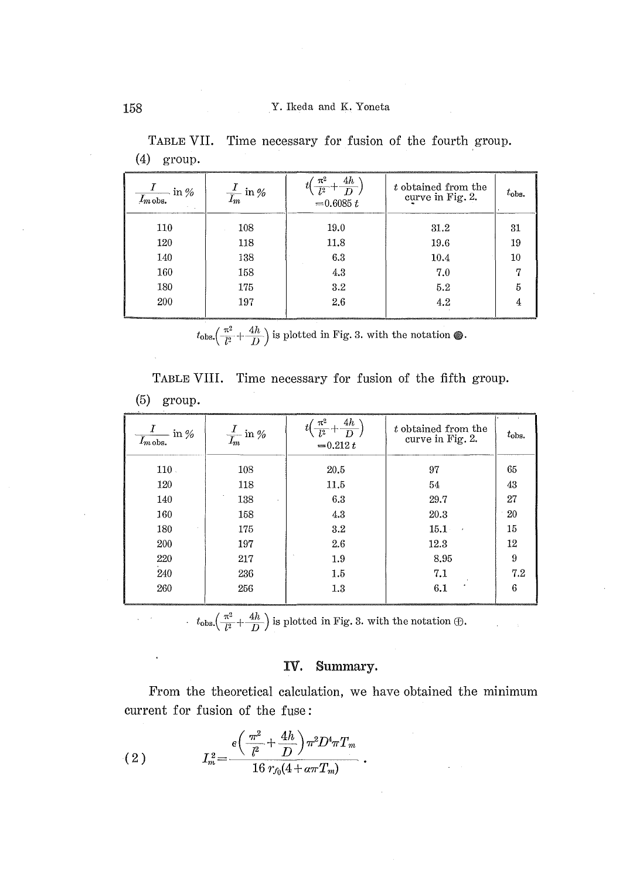TABLE VII. Time necessary for fusion of the fourth group.

(4) group.

| $\frac{I}{I_m \text{obs.}}$ in % | $\frac{I}{I_m}$ in % | $t\left(\frac{\pi^2}{l^2}+\frac{4h}{D}\right)$ $=0.6085\,t$ | $t$ obtained from the curve in Fig. 2. | $t_{\text{obs.}}$ |
|---|---|---|---|---|
| 110 | 108 | 19.0 | 31.2 | 31 |
| 120 | 118 | 11.8 | 19.6 | 19 |
| 140 | 138 | 6.3 | 10.4 | 10 |
| 160 | 158 | 4.3 | 7.0 | 7 |
| 180 | 175 | 3.2 | 5.2 | 5 |
| 200 | 197 | 2.6 | 4.2 | 4 |

$t_{\text{obs.}}\left(\frac{\pi^2}{l^2}+\frac{4h}{D}\right)$ is plotted in Fig. 3. with the notation ●.

TABLE VIII. Time necessary for fusion of the fifth group.

(5) group.

| $\frac{I}{I_m \text{obs.}}$ in % | $\frac{I}{I_m}$ in % | $t\left(\frac{\pi^2}{l^2}+\frac{4h}{D}\right)$ $=0.212\,t$ | $t$ obtained from the curve in Fig. 2. | $t_{\text{obs.}}$ |
|---|---|---|---|---|
| 110 | 108 | 20.5 | 97 | 65 |
| 120 | 118 | 11.5 | 54 | 43 |
| 140 | 138 | 6.3 | 29.7 | 27 |
| 160 | 158 | 4.3 | 20.3 | 20 |
| 180 | 175 | 3.2 | 15.1 | 15 |
| 200 | 197 | 2.6 | 12.3 | 12 |
| 220 | 217 | 1.9 | 8.95 | 9 |
| 240 | 236 | 1.5 | 7.1 | 7.2 |
| 260 | 256 | 1.3 | 6.1 | 6 |

$t_{\text{obs.}}\left(\frac{\pi^2}{l^2}+\frac{4h}{D}\right)$ is plotted in Fig. 3. with the notation ⊕.

## IV. Summary.

From the theoretical calculation, we have obtained the minimum current for fusion of the fuse:

$$(2) \qquad I_m^2 = \frac{\epsilon\left(\frac{\pi^2}{l^2}+\frac{4h}{D}\right)\pi^2 D^4 \pi T_m}{16\, r_{f0}(4+\alpha\pi T_m)}.$$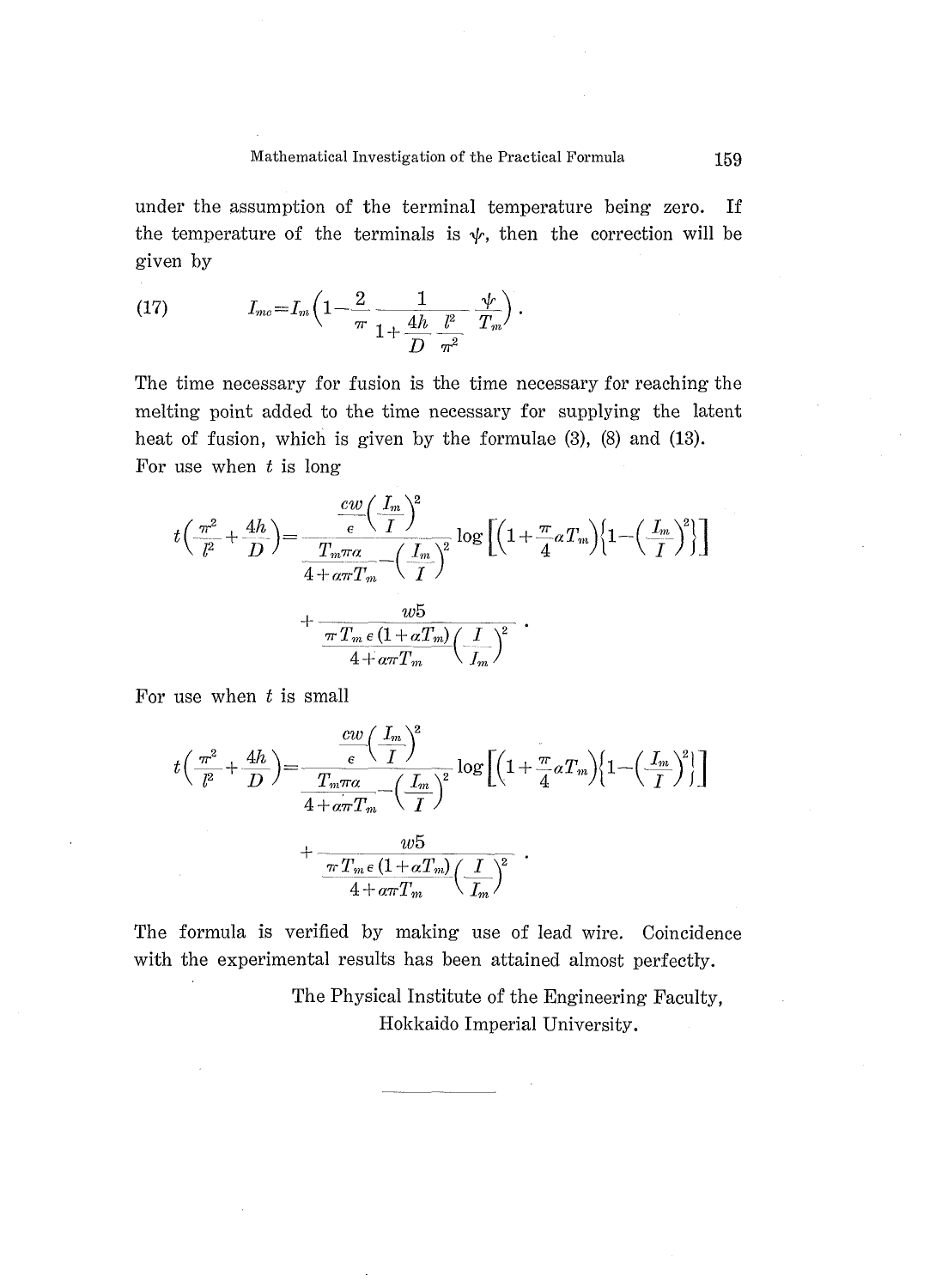under the assumption of the terminal temperature being zero. If the temperature of the terminals is $\psi$, then the correction will be given by

$$I_{mc}=I_m\left(1-\frac{2}{\pi}\frac{1}{1+\frac{4h}{D}\frac{l^2}{\pi^2}}\frac{\psi}{T_m}\right). \tag{17}$$

The time necessary for fusion is the time necessary for reaching the melting point added to the time necessary for supplying the latent heat of fusion, which is given by the formulae (3), (8) and (13).

For use when $t$ is long

$$t\left(\frac{\pi^2}{l^2}+\frac{4h}{D}\right)=\frac{\frac{cw}{\epsilon}\left(\frac{I_m}{I}\right)^2}{\frac{T_m\pi a}{4+a\pi T_m}-\left(\frac{I_m}{I}\right)^2}\log\left[\left(1+\frac{\pi}{4}aT_m\right)\left\{1-\left(\frac{I_m}{I}\right)^2\right\}\right]$$

$$+\frac{w5}{\frac{\pi T_m\epsilon(1+aT_m)}{4+a\pi T_m}\left(\frac{I}{I_m}\right)^2}.$$

For use when $t$ is small

$$t\left(\frac{\pi^2}{l^2}+\frac{4h}{D}\right)=\frac{\frac{cw}{\epsilon}\left(\frac{I_m}{I}\right)^2}{\frac{T_m\pi a}{4+a\pi T_m}-\left(\frac{I_m}{I}\right)^2}\log\left[\left(1+\frac{\pi}{4}aT_m\right)\left\{1-\left(\frac{I_m}{I}\right)^2\right\}\right]$$

$$+\frac{w5}{\frac{\pi T_m\epsilon(1+aT_m)}{4+a\pi T_m}\left(\frac{I}{I_m}\right)^2}.$$

The formula is verified by making use of lead wire. Coincidence with the experimental results has been attained almost perfectly.

The Physical Institute of the Engineering Faculty,
Hokkaido Imperial University.